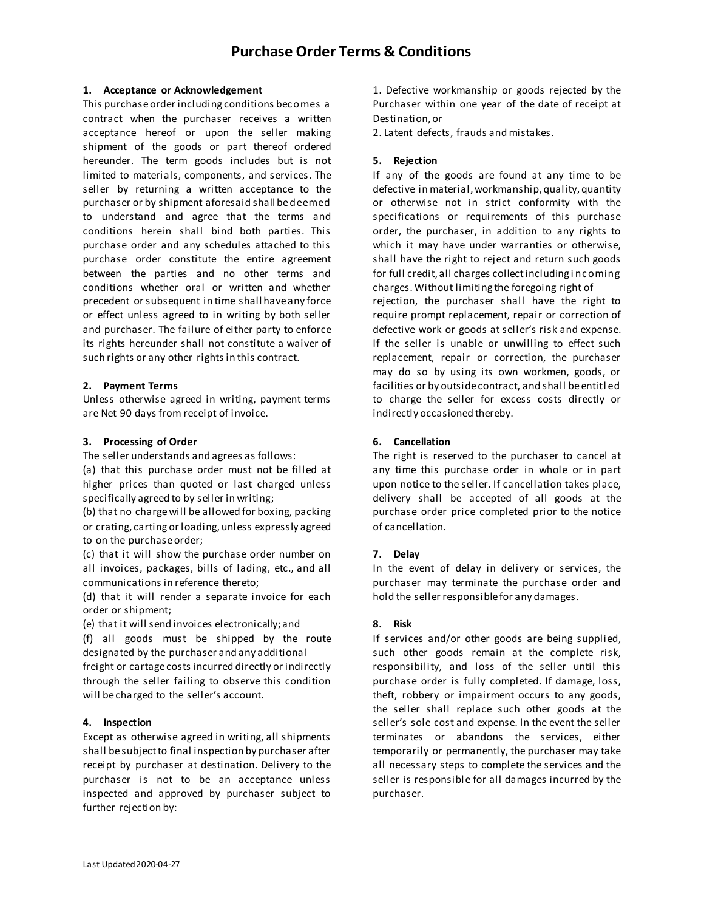# Purchase Order Terms & Conditions

## 1. Acceptance or Acknowledgement

This purchase order including conditions becomes a contract when the purchaser receives a written acceptance hereof or upon the seller making shipment of the goods or part thereof ordered hereunder. The term goods includes but is not limited to materials, components, and services. The seller by returning a written acceptance to the purchaser or by shipment aforesaid shall be deemed to understand and agree that the terms and conditions herein shall bind both parties. This purchase order and any schedules attached to this purchase order constitute the entire agreement between the parties and no other terms and conditions whether oral or written and whether precedent or subsequent in time shall have any force or effect unless agreed to in writing by both seller and purchaser. The failure of either party to enforce its rights hereunder shall not constitute a waiver of such rights or any other rights in this contract.

## 2. Payment Terms

Unless otherwise agreed in writing, payment terms are Net 90 days from receipt of invoice.

## 3. Processing of Order

The seller understands and agrees as follows:

(a) that this purchase order must not be filled at higher prices than quoted or last charged unless specifically agreed to by seller in writing;

(b) that no charge will be allowed for boxing, packing or crating, carting or loading, unless expressly agreed to on the purchase order;

(c) that it will show the purchase order number on all invoices, packages, bills of lading, etc., and all communications in reference thereto;

(d) that it will render a separate invoice for each order or shipment;

(e) that it will send invoices electronically; and

(f) all goods must be shipped by the route designated by the purchaser and any additional freight or cartage costs incurred directly or indirectly through the seller failing to observe this condition will be charged to the seller's account.

## 4. Inspection

Except as otherwise agreed in writing, all shipments shall be subject to final inspection by purchaser after receipt by purchaser at destination. Delivery to the purchaser is not to be an acceptance unless inspected and approved by purchaser subject to further rejection by:

1. Defective workmanship or goods rejected by the Purchaser within one year of the date of receipt at Destination, or
2. Latent defects, frauds and mistakes.

## 5. Rejection

If any of the goods are found at any time to be defective in material, workmanship, quality, quantity or otherwise not in strict conformity with the specifications or requirements of this purchase order, the purchaser, in addition to any rights to which it may have under warranties or otherwise, shall have the right to reject and return such goods for full credit, all charges collect including incoming charges. Without limiting the foregoing right of rejection, the purchaser shall have the right to require prompt replacement, repair or correction of defective work or goods at seller's risk and expense. If the seller is unable or unwilling to effect such replacement, repair or correction, the purchaser may do so by using its own workmen, goods, or facilities or by outside contract, and shall be entitled to charge the seller for excess costs directly or indirectly occasioned thereby.

## 6. Cancellation

The right is reserved to the purchaser to cancel at any time this purchase order in whole or in part upon notice to the seller. If cancellation takes place, delivery shall be accepted of all goods at the purchase order price completed prior to the notice of cancellation.

## 7. Delay

In the event of delay in delivery or services, the purchaser may terminate the purchase order and hold the seller responsible for any damages.

## 8. Risk

If services and/or other goods are being supplied, such other goods remain at the complete risk, responsibility, and loss of the seller until this purchase order is fully completed. If damage, loss, theft, robbery or impairment occurs to any goods, the seller shall replace such other goods at the seller's sole cost and expense. In the event the seller terminates or abandons the services, either temporarily or permanently, the purchaser may take all necessary steps to complete the services and the seller is responsible for all damages incurred by the purchaser.

Last Updated 2020-04-27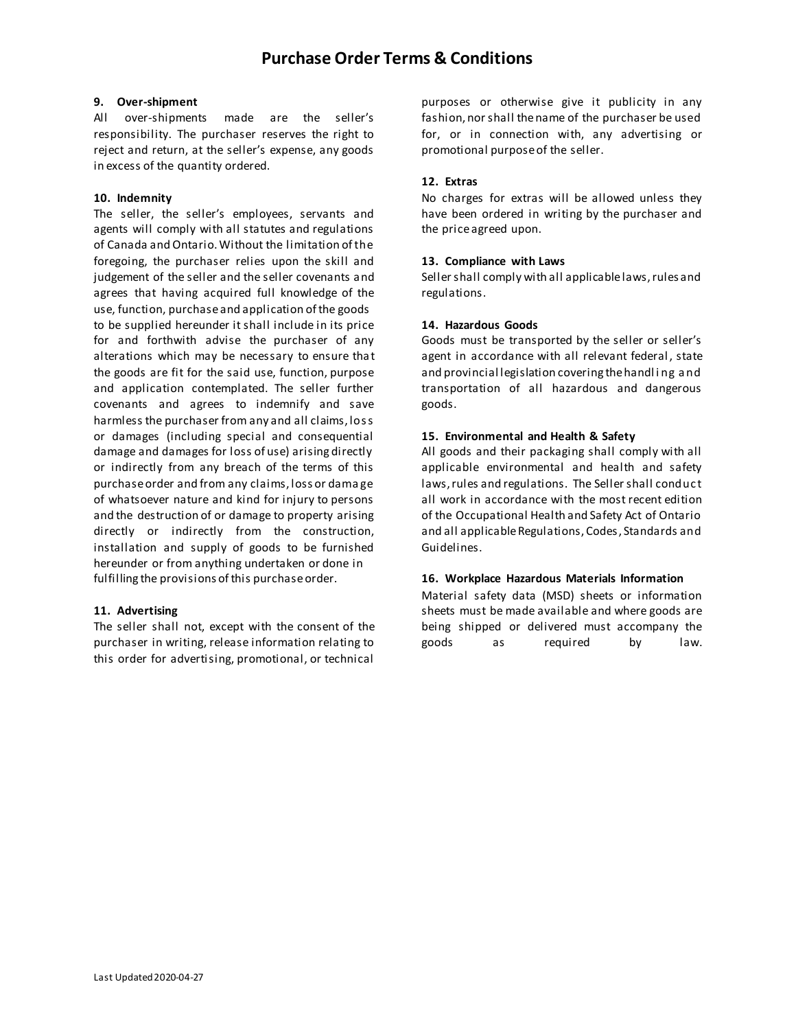# Purchase Order Terms & Conditions

**9. Over-shipment**

All over-shipments made are the seller's responsibility. The purchaser reserves the right to reject and return, at the seller's expense, any goods in excess of the quantity ordered.

**10. Indemnity**

The seller, the seller's employees, servants and agents will comply with all statutes and regulations of Canada and Ontario. Without the limitation of the foregoing, the purchaser relies upon the skill and judgement of the seller and the seller covenants and agrees that having acquired full knowledge of the use, function, purchase and application of the goods to be supplied hereunder it shall include in its price for and forthwith advise the purchaser of any alterations which may be necessary to ensure that the goods are fit for the said use, function, purpose and application contemplated. The seller further covenants and agrees to indemnify and save harmless the purchaser from any and all claims, loss or damages (including special and consequential damage and damages for loss of use) arising directly or indirectly from any breach of the terms of this purchase order and from any claims, loss or damage of whatsoever nature and kind for injury to persons and the destruction of or damage to property arising directly or indirectly from the construction, installation and supply of goods to be furnished hereunder or from anything undertaken or done in fulfilling the provisions of this purchase order.

**11. Advertising**

The seller shall not, except with the consent of the purchaser in writing, release information relating to this order for advertising, promotional, or technical purposes or otherwise give it publicity in any fashion, nor shall the name of the purchaser be used for, or in connection with, any advertising or promotional purpose of the seller.

**12. Extras**

No charges for extras will be allowed unless they have been ordered in writing by the purchaser and the price agreed upon.

**13. Compliance with Laws**

Seller shall comply with all applicable laws, rules and regulations.

**14. Hazardous Goods**

Goods must be transported by the seller or seller's agent in accordance with all relevant federal, state and provincial legislation covering the handling and transportation of all hazardous and dangerous goods.

**15. Environmental and Health & Safety**

All goods and their packaging shall comply with all applicable environmental and health and safety laws, rules and regulations. The Seller shall conduct all work in accordance with the most recent edition of the Occupational Health and Safety Act of Ontario and all applicable Regulations, Codes, Standards and Guidelines.

**16. Workplace Hazardous Materials Information**

Material safety data (MSD) sheets or information sheets must be made available and where goods are being shipped or delivered must accompany the goods as required by law.

Last Updated 2020-04-27